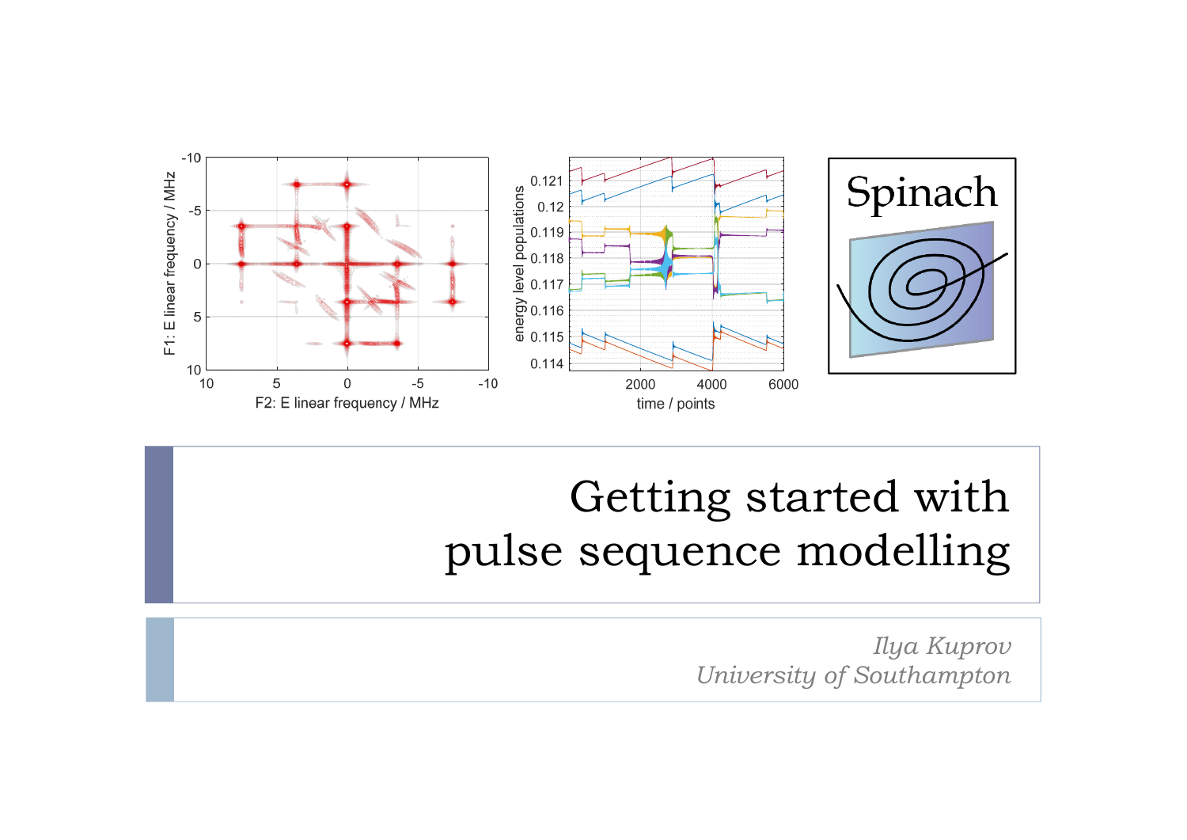# Getting started with pulse sequence modelling

*Ilya Kuprov*
*University of Southampton*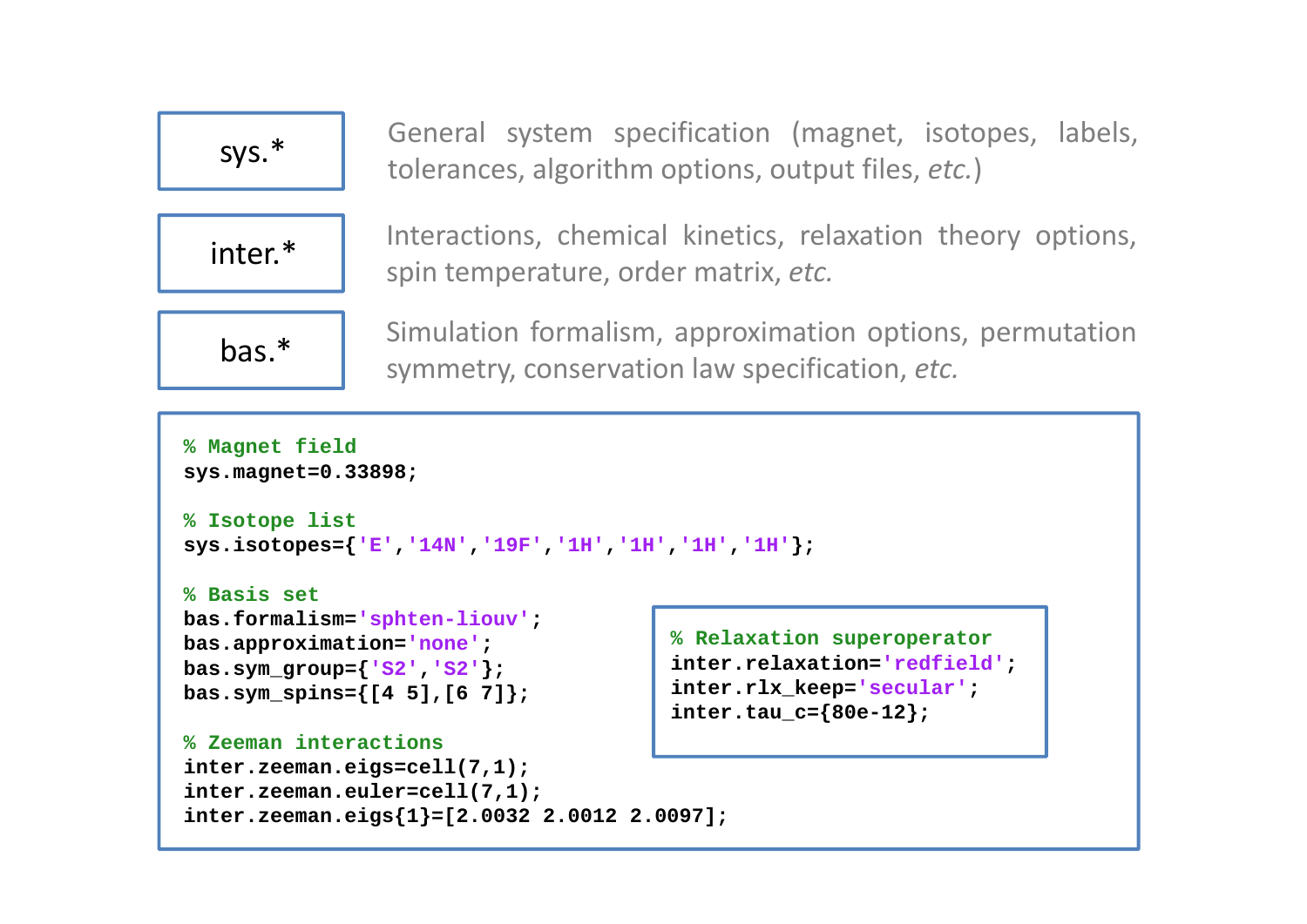**sys.***

General system specification (magnet, isotopes, labels, tolerances, algorithm options, output files, *etc.*)

**inter.***

Interactions, chemical kinetics, relaxation theory options, spin temperature, order matrix, *etc.*

**bas.***

Simulation formalism, approximation options, permutation symmetry, conservation law specification, *etc.*

```
% Magnet field
sys.magnet=0.33898;

% Isotope list
sys.isotopes={'E','14N','19F','1H','1H','1H','1H'};

% Basis set
bas.formalism='sphten-liouv';
bas.approximation='none';
bas.sym_group={'S2','S2'};
bas.sym_spins={[4 5],[6 7]};

% Zeeman interactions
inter.zeeman.eigs=cell(7,1);
inter.zeeman.euler=cell(7,1);
inter.zeeman.eigs{1}=[2.0032 2.0012 2.0097];
```

```
% Relaxation superoperator
inter.relaxation='redfield';
inter.rlx_keep='secular';
inter.tau_c={80e-12};
```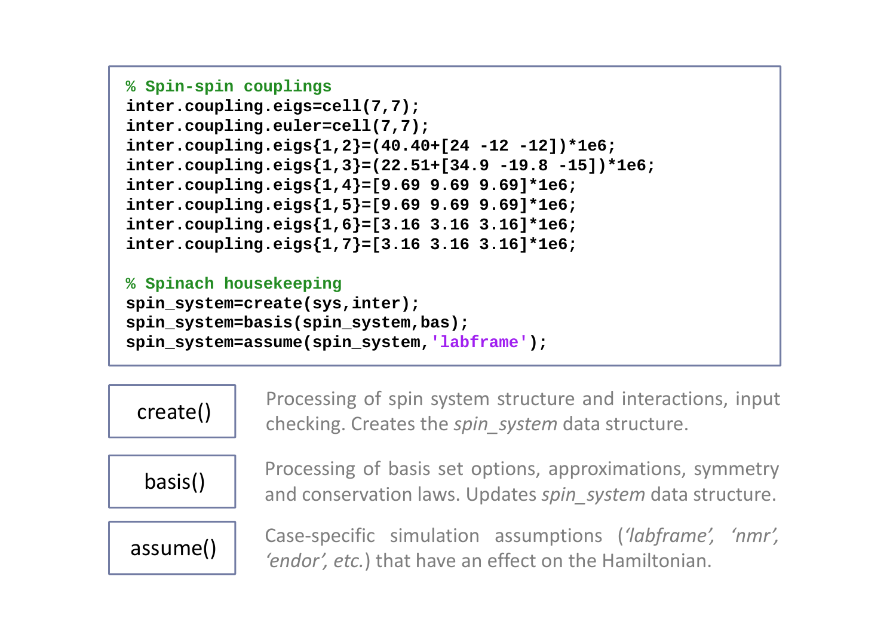```
% Spin-spin couplings
inter.coupling.eigs=cell(7,7);
inter.coupling.euler=cell(7,7);
inter.coupling.eigs{1,2}=(40.40+[24 -12 -12])*1e6;
inter.coupling.eigs{1,3}=(22.51+[34.9 -19.8 -15])*1e6;
inter.coupling.eigs{1,4}=[9.69 9.69 9.69]*1e6;
inter.coupling.eigs{1,5}=[9.69 9.69 9.69]*1e6;
inter.coupling.eigs{1,6}=[3.16 3.16 3.16]*1e6;
inter.coupling.eigs{1,7}=[3.16 3.16 3.16]*1e6;

% Spinach housekeeping
spin_system=create(sys,inter);
spin_system=basis(spin_system,bas);
spin_system=assume(spin_system,'labframe');
```

| | |
|---|---|
| create() | Processing of spin system structure and interactions, input checking. Creates the *spin_system* data structure. |
| basis() | Processing of basis set options, approximations, symmetry and conservation laws. Updates *spin_system* data structure. |
| assume() | Case-specific simulation assumptions (*'labframe', 'nmr', 'endor', etc.*) that have an effect on the Hamiltonian. |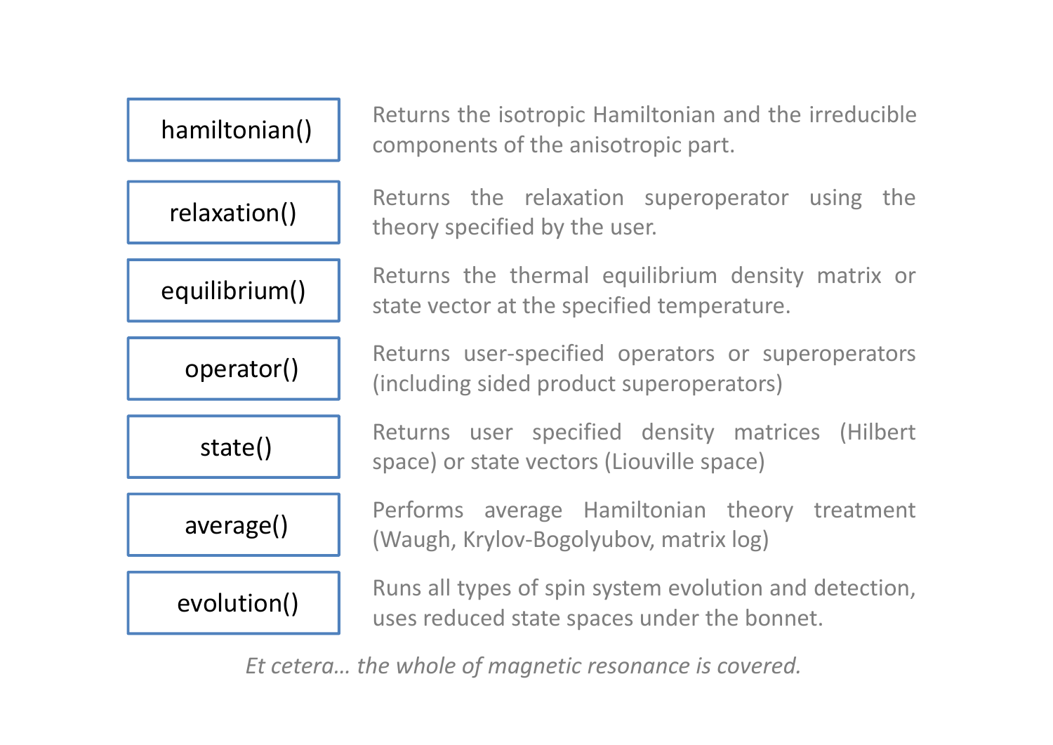| Function | Description |
| --- | --- |
| hamiltonian() | Returns the isotropic Hamiltonian and the irreducible components of the anisotropic part. |
| relaxation() | Returns the relaxation superoperator using the theory specified by the user. |
| equilibrium() | Returns the thermal equilibrium density matrix or state vector at the specified temperature. |
| operator() | Returns user-specified operators or superoperators (including sided product superoperators) |
| state() | Returns user specified density matrices (Hilbert space) or state vectors (Liouville space) |
| average() | Performs average Hamiltonian theory treatment (Waugh, Krylov-Bogolyubov, matrix log) |
| evolution() | Runs all types of spin system evolution and detection, uses reduced state spaces under the bonnet. |

*Et cetera… the whole of magnetic resonance is covered.*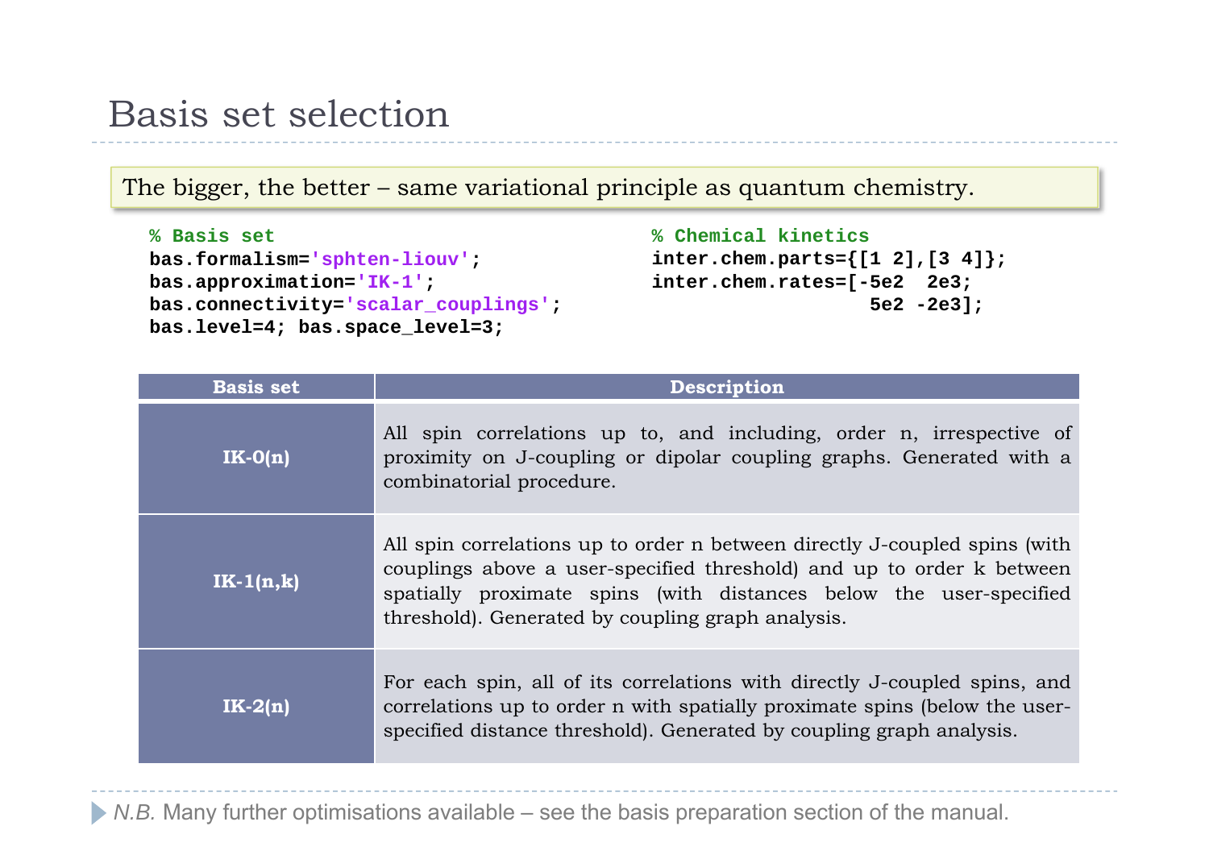# Basis set selection

The bigger, the better – same variational principle as quantum chemistry.

```
% Basis set
bas.formalism='sphten-liouv';
bas.approximation='IK-1';
bas.connectivity='scalar_couplings';
bas.level=4; bas.space_level=3;
```

```
% Chemical kinetics
inter.chem.parts={[1 2],[3 4]};
inter.chem.rates=[-5e2  2e3;
                   5e2 -2e3];
```

| Basis set | Description |
| --- | --- |
| **IK-0(n)** | All spin correlations up to, and including, order n, irrespective of proximity on J-coupling or dipolar coupling graphs. Generated with a combinatorial procedure. |
| **IK-1(n,k)** | All spin correlations up to order n between directly J-coupled spins (with couplings above a user-specified threshold) and up to order k between spatially proximate spins (with distances below the user-specified threshold). Generated by coupling graph analysis. |
| **IK-2(n)** | For each spin, all of its correlations with directly J-coupled spins, and correlations up to order n with spatially proximate spins (below the user-specified distance threshold). Generated by coupling graph analysis. |

*N.B.* Many further optimisations available – see the basis preparation section of the manual.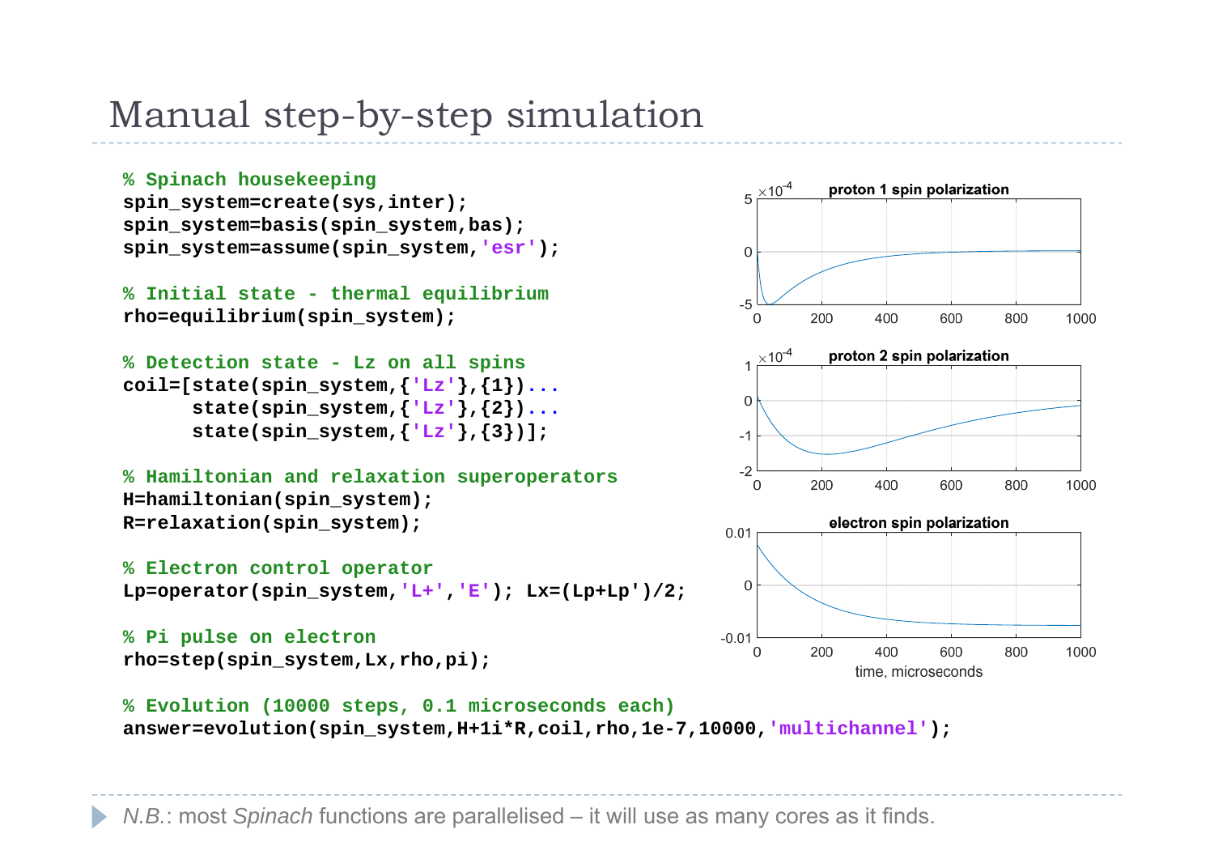# Manual step-by-step simulation

```
% Spinach housekeeping
spin_system=create(sys,inter);
spin_system=basis(spin_system,bas);
spin_system=assume(spin_system,'esr');

% Initial state - thermal equilibrium
rho=equilibrium(spin_system);

% Detection state - Lz on all spins
coil=[state(spin_system,{'Lz'},{1})...
      state(spin_system,{'Lz'},{2})...
      state(spin_system,{'Lz'},{3})];

% Hamiltonian and relaxation superoperators
H=hamiltonian(spin_system);
R=relaxation(spin_system);

% Electron control operator
Lp=operator(spin_system,'L+','E'); Lx=(Lp+Lp')/2;

% Pi pulse on electron
rho=step(spin_system,Lx,rho,pi);

% Evolution (10000 steps, 0.1 microseconds each)
answer=evolution(spin_system,H+1i*R,coil,rho,1e-7,10000,'multichannel');
```

proton 1 spin polarization

$\times 10^{-4}$

5
0
-5

0 200 400 600 800 1000

proton 2 spin polarization

$\times 10^{-4}$

1
0
-1
-2

0 200 400 600 800 1000

electron spin polarization

0.01
0
-0.01

0 200 400 600 800 1000

time, microseconds

*N.B.*: most *Spinach* functions are parallelised – it will use as many cores as it finds.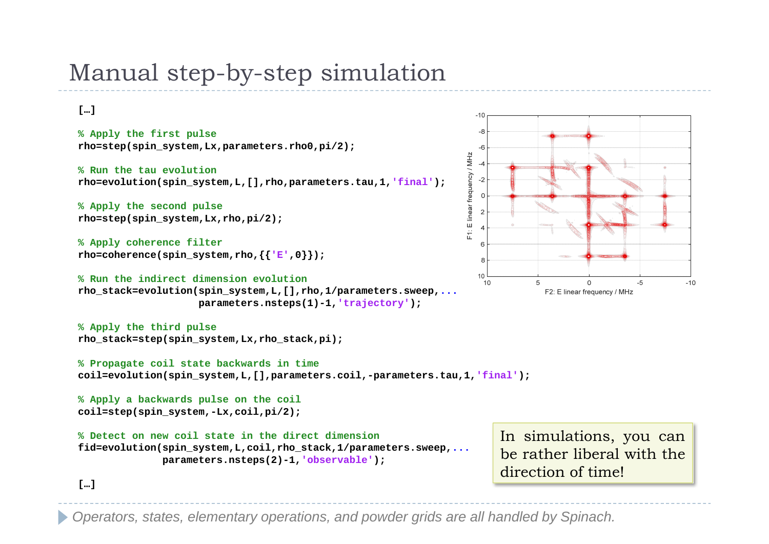# Manual step-by-step simulation

```
[…]

% Apply the first pulse
rho=step(spin_system,Lx,parameters.rho0,pi/2);

% Run the tau evolution
rho=evolution(spin_system,L,[],rho,parameters.tau,1,'final');

% Apply the second pulse
rho=step(spin_system,Lx,rho,pi/2);

% Apply coherence filter
rho=coherence(spin_system,rho,{{'E',0}});

% Run the indirect dimension evolution
rho_stack=evolution(spin_system,L,[],rho,1/parameters.sweep,...
                    parameters.nsteps(1)-1,'trajectory');

% Apply the third pulse
rho_stack=step(spin_system,Lx,rho_stack,pi);

% Propagate coil state backwards in time
coil=evolution(spin_system,L,[],parameters.coil,-parameters.tau,1,'final');

% Apply a backwards pulse on the coil
coil=step(spin_system,-Lx,coil,pi/2);

% Detect on new coil state in the direct dimension
fid=evolution(spin_system,L,coil,rho_stack,1/parameters.sweep,...
              parameters.nsteps(2)-1,'observable');

[…]
```

F1: E linear frequency / MHz

-10
-8
-6
-4
-2
0
2
4
6
8
10

F2: E linear frequency / MHz

10
5
0
-5
-10

In simulations, you can be rather liberal with the direction of time!

Operators, states, elementary operations, and powder grids are all handled by Spinach.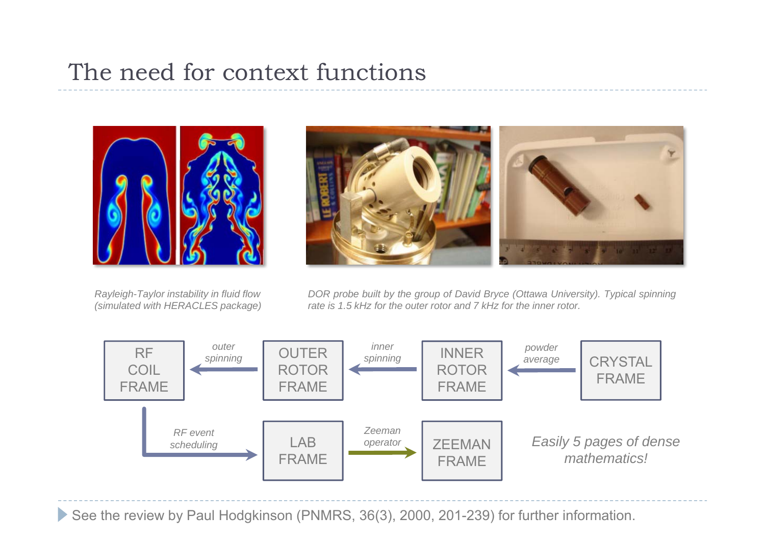# The need for context functions

*Rayleigh-Taylor instability in fluid flow (simulated with HERACLES package)*

*DOR probe built by the group of David Bryce (Ottawa University). Typical spinning rate is 1.5 kHz for the outer rotor and 7 kHz for the inner rotor.*

RF COIL FRAME

outer spinning

OUTER ROTOR FRAME

inner spinning

INNER ROTOR FRAME

powder average

CRYSTAL FRAME

RF event scheduling

LAB FRAME

Zeeman operator

ZEEMAN FRAME

*Easily 5 pages of dense mathematics!*

See the review by Paul Hodgkinson (PNMRS, 36(3), 2000, 201-239) for further information.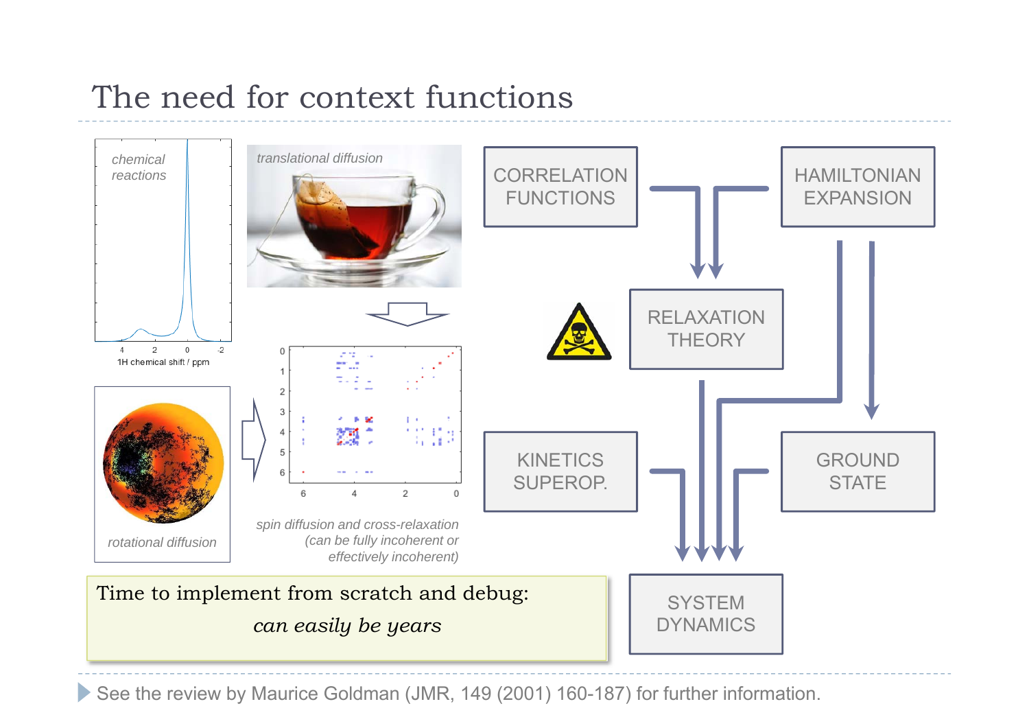# The need for context functions

chemical reactions

4 2 0 -2

1H chemical shift / ppm

translational diffusion

0 1 2 3 4 5 6

6 4 2 0

rotational diffusion

spin diffusion and cross-relaxation (can be fully incoherent or effectively incoherent)

CORRELATION FUNCTIONS

HAMILTONIAN EXPANSION

RELAXATION THEORY

KINETICS SUPEROP.

GROUND STATE

SYSTEM DYNAMICS

Time to implement from scratch and debug:

*can easily be years*

See the review by Maurice Goldman (JMR, 149 (2001) 160-187) for further information.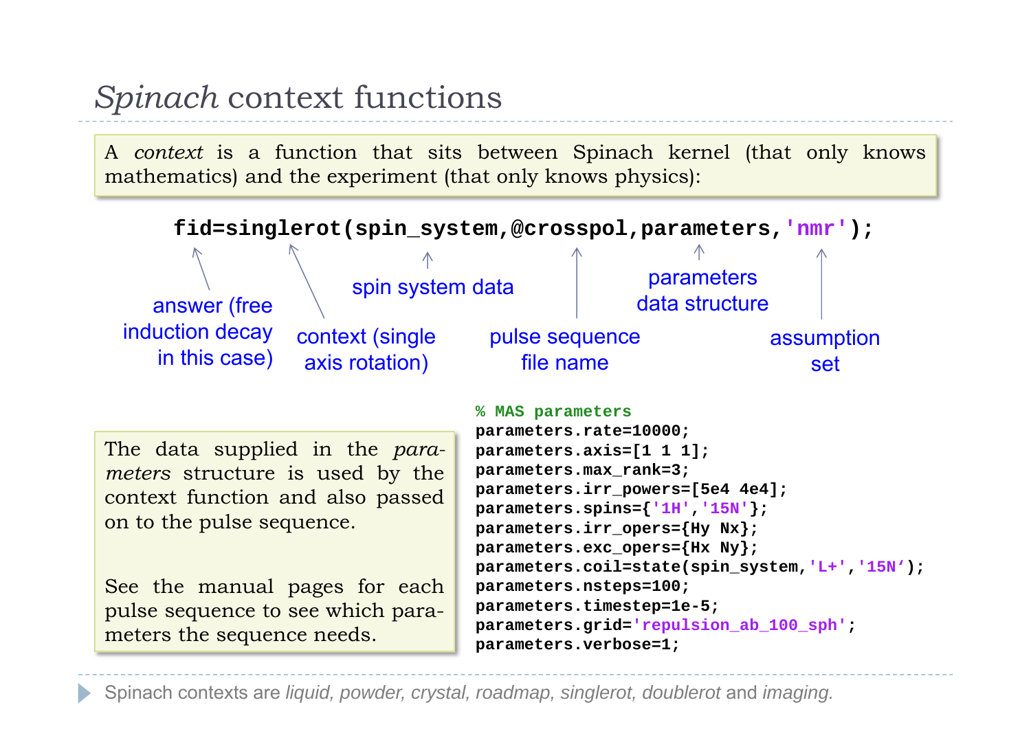# *Spinach* context functions

A *context* is a function that sits between Spinach kernel (that only knows mathematics) and the experiment (that only knows physics):

```
fid=singlerot(spin_system,@crosspol,parameters,'nmr');
```

- `fid` — answer (free induction decay in this case)
- `singlerot` — context (single axis rotation)
- `spin_system` — spin system data
- `@crosspol` — pulse sequence file name
- `parameters` — parameters data structure
- `'nmr'` — assumption set

The data supplied in the *parameters* structure is used by the context function and also passed on to the pulse sequence.

See the manual pages for each pulse sequence to see which parameters the sequence needs.

```
% MAS parameters
parameters.rate=10000;
parameters.axis=[1 1 1];
parameters.max_rank=3;
parameters.irr_powers=[5e4 4e4];
parameters.spins={'1H','15N'};
parameters.irr_opers={Hy Nx};
parameters.exc_opers={Hx Ny};
parameters.coil=state(spin_system,'L+','15N');
parameters.nsteps=100;
parameters.timestep=1e-5;
parameters.grid='repulsion_ab_100_sph';
parameters.verbose=1;
```

Spinach contexts are *liquid, powder, crystal, roadmap, singlerot, doublerot* and *imaging.*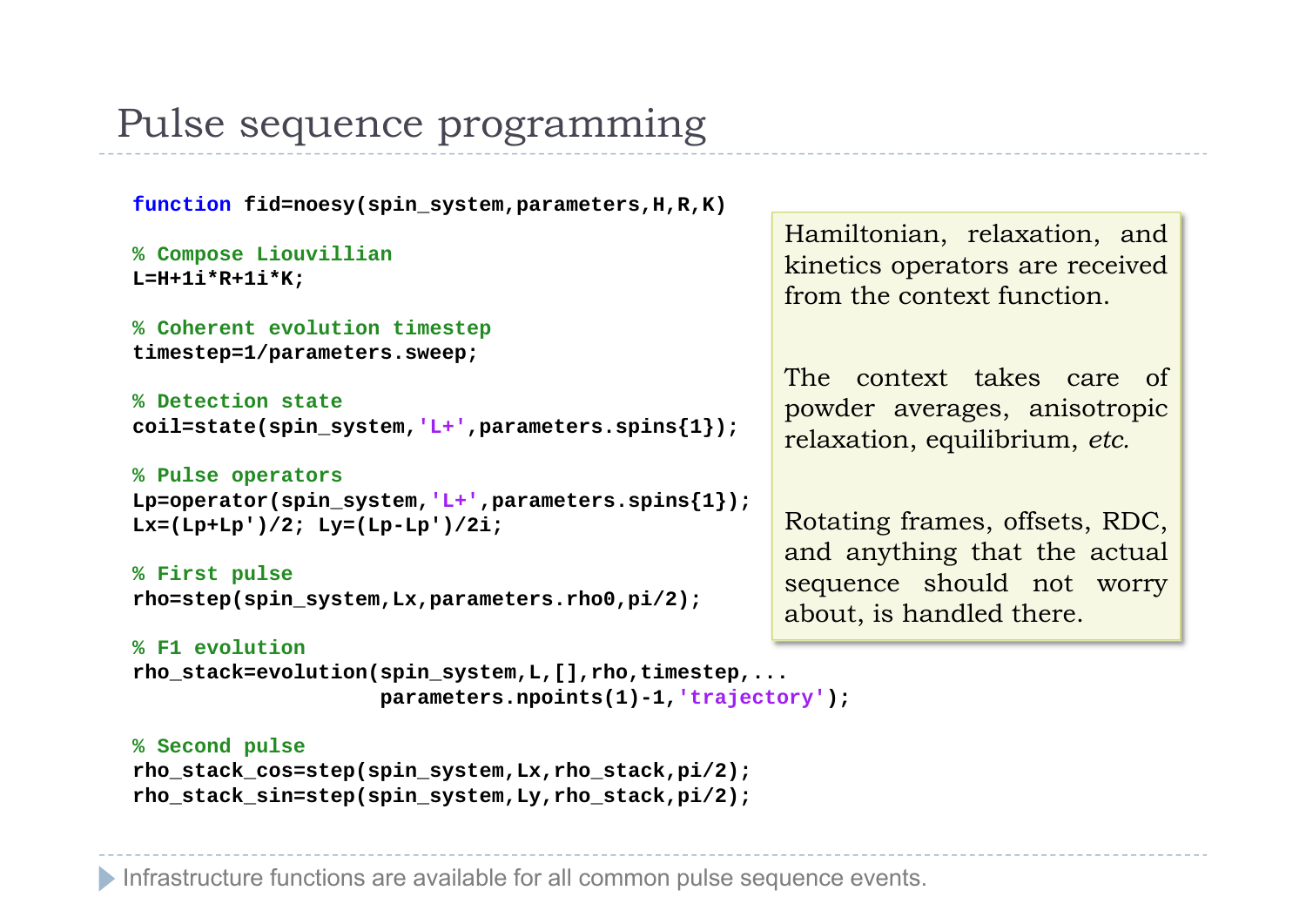# Pulse sequence programming

```
function fid=noesy(spin_system,parameters,H,R,K)

% Compose Liouvillian
L=H+1i*R+1i*K;

% Coherent evolution timestep
timestep=1/parameters.sweep;

% Detection state
coil=state(spin_system,'L+',parameters.spins{1});

% Pulse operators
Lp=operator(spin_system,'L+',parameters.spins{1});
Lx=(Lp+Lp')/2; Ly=(Lp-Lp')/2i;

% First pulse
rho=step(spin_system,Lx,parameters.rho0,pi/2);

% F1 evolution
rho_stack=evolution(spin_system,L,[],rho,timestep,...
                    parameters.npoints(1)-1,'trajectory');

% Second pulse
rho_stack_cos=step(spin_system,Lx,rho_stack,pi/2);
rho_stack_sin=step(spin_system,Ly,rho_stack,pi/2);
```

Hamiltonian, relaxation, and kinetics operators are received from the context function.

The context takes care of powder averages, anisotropic relaxation, equilibrium, *etc.*

Rotating frames, offsets, RDC, and anything that the actual sequence should not worry about, is handled there.

Infrastructure functions are available for all common pulse sequence events.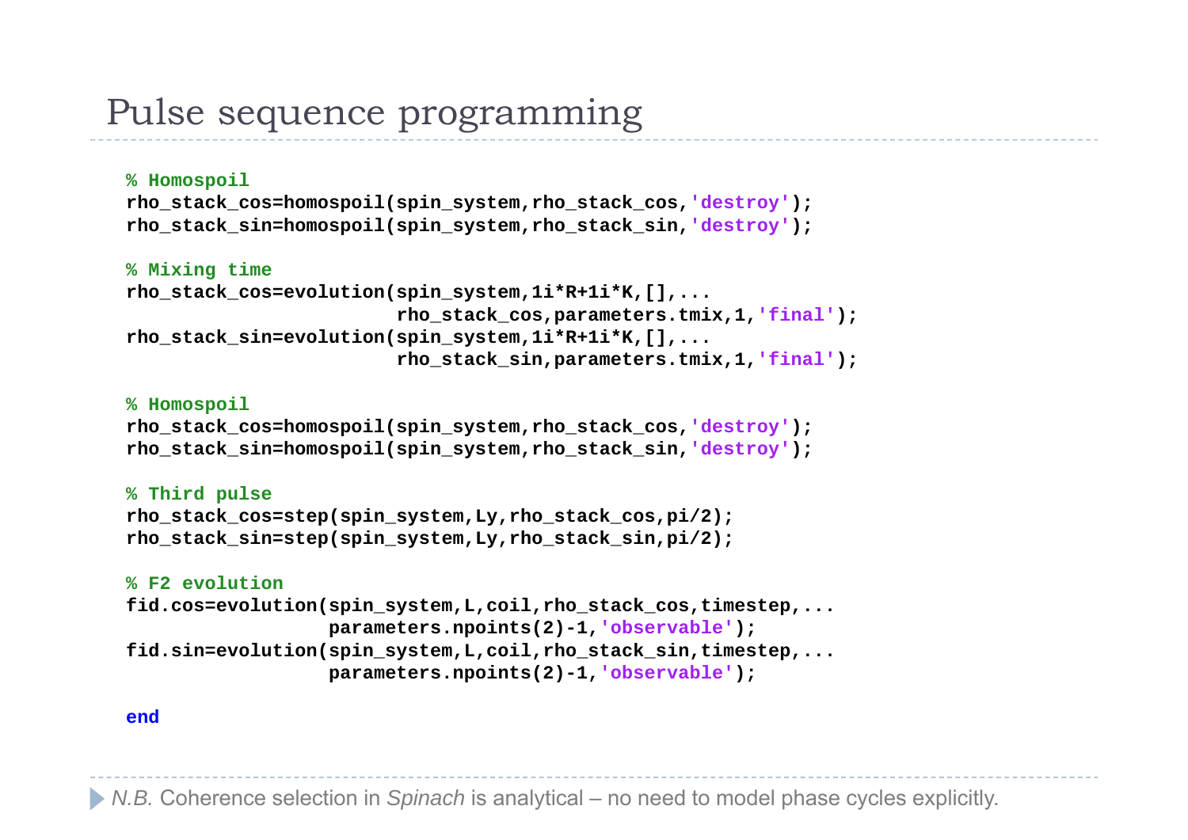# Pulse sequence programming

```
% Homospoil
rho_stack_cos=homospoil(spin_system,rho_stack_cos,'destroy');
rho_stack_sin=homospoil(spin_system,rho_stack_sin,'destroy');

% Mixing time
rho_stack_cos=evolution(spin_system,1i*R+1i*K,[],...
                        rho_stack_cos,parameters.tmix,1,'final');
rho_stack_sin=evolution(spin_system,1i*R+1i*K,[],...
                        rho_stack_sin,parameters.tmix,1,'final');

% Homospoil
rho_stack_cos=homospoil(spin_system,rho_stack_cos,'destroy');
rho_stack_sin=homospoil(spin_system,rho_stack_sin,'destroy');

% Third pulse
rho_stack_cos=step(spin_system,Ly,rho_stack_cos,pi/2);
rho_stack_sin=step(spin_system,Ly,rho_stack_sin,pi/2);

% F2 evolution
fid.cos=evolution(spin_system,L,coil,rho_stack_cos,timestep,...
                  parameters.npoints(2)-1,'observable');
fid.sin=evolution(spin_system,L,coil,rho_stack_sin,timestep,...
                  parameters.npoints(2)-1,'observable');

end
```

- *N.B.* Coherence selection in *Spinach* is analytical – no need to model phase cycles explicitly.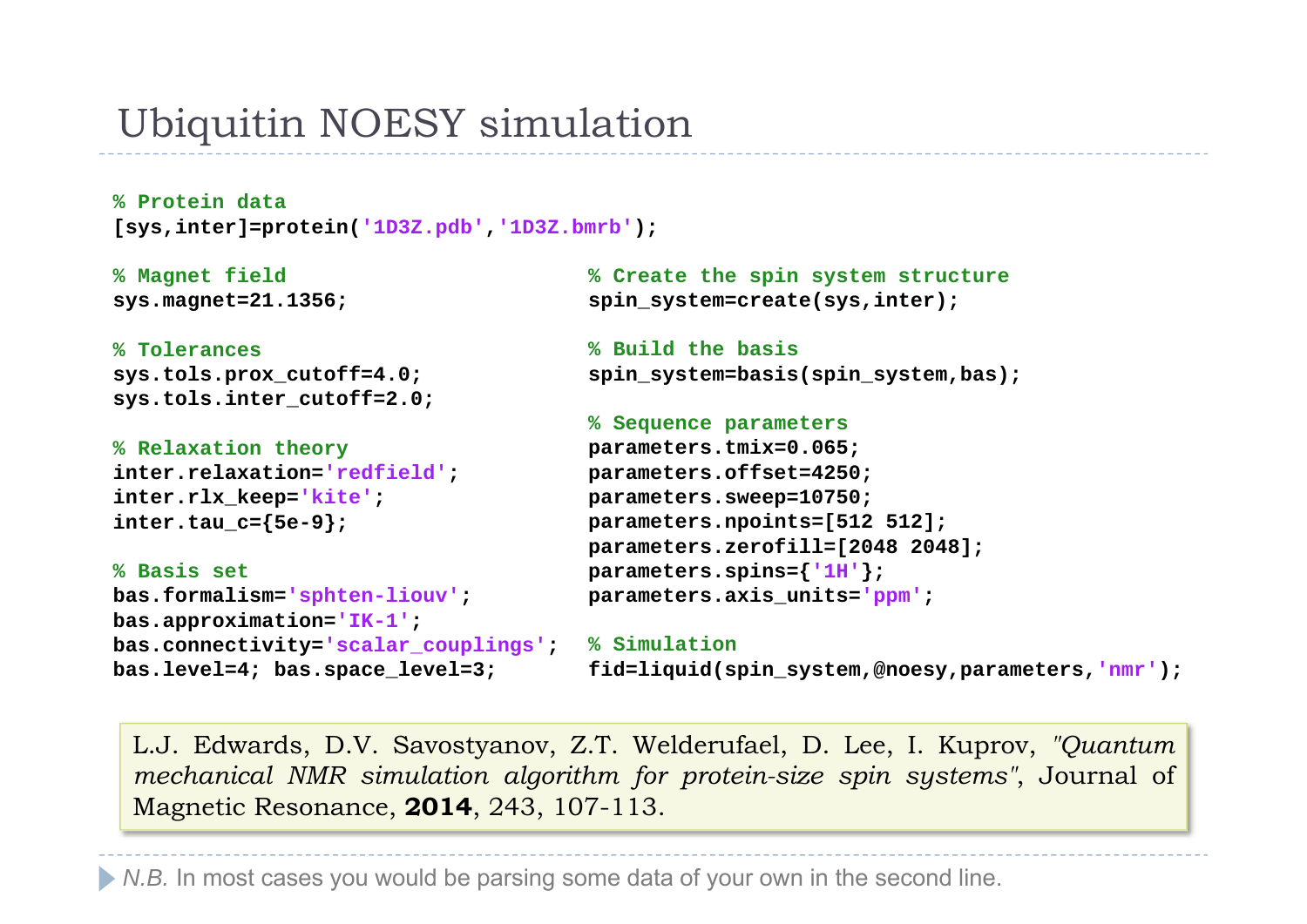# Ubiquitin NOESY simulation

```
% Protein data
[sys,inter]=protein('1D3Z.pdb','1D3Z.bmrb');

% Magnet field
sys.magnet=21.1356;

% Tolerances
sys.tols.prox_cutoff=4.0;
sys.tols.inter_cutoff=2.0;

% Relaxation theory
inter.relaxation='redfield';
inter.rlx_keep='kite';
inter.tau_c={5e-9};

% Basis set
bas.formalism='sphten-liouv';
bas.approximation='IK-1';
bas.connectivity='scalar_couplings';
bas.level=4; bas.space_level=3;

% Create the spin system structure
spin_system=create(sys,inter);

% Build the basis
spin_system=basis(spin_system,bas);

% Sequence parameters
parameters.tmix=0.065;
parameters.offset=4250;
parameters.sweep=10750;
parameters.npoints=[512 512];
parameters.zerofill=[2048 2048];
parameters.spins={'1H'};
parameters.axis_units='ppm';

% Simulation
fid=liquid(spin_system,@noesy,parameters,'nmr');
```

L.J. Edwards, D.V. Savostyanov, Z.T. Welderufael, D. Lee, I. Kuprov, *"Quantum mechanical NMR simulation algorithm for protein-size spin systems"*, Journal of Magnetic Resonance, **2014**, 243, 107-113.

*N.B.* In most cases you would be parsing some data of your own in the second line.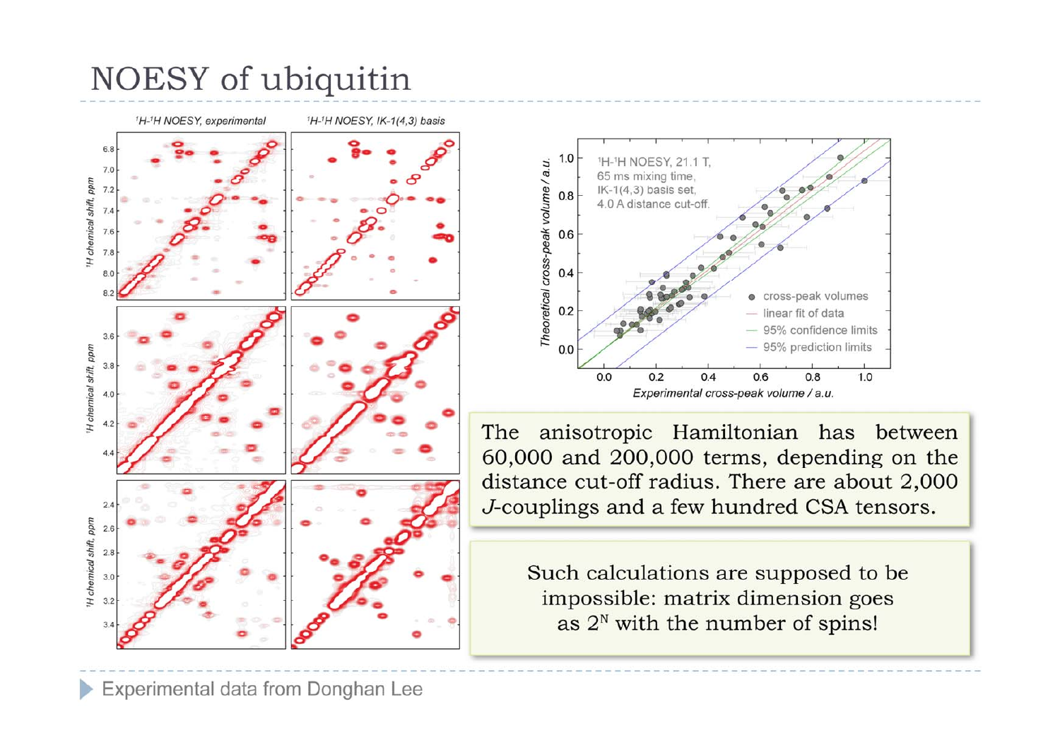# NOESY of ubiquitin

$^1H$-$^1H$ NOESY, experimental

$^1H$-$^1H$ NOESY, IK-1(4,3) basis

$^1H$ chemical shift, ppm

6.8
7.0
7.2
7.4
7.6
7.8
8.0
8.2

3.6
3.8
4.0
4.2
4.4

2.4
2.6
2.8
3.0
3.2
3.4

$^1H$-$^1H$ NOESY, 21.1 T,
65 ms mixing time,
IK-1(4,3) basis set,
4.0 A distance cut-off.

cross-peak volumes
linear fit of data
95% confidence limits
95% prediction limits

Theoretical cross-peak volume / a.u.

Experimental cross-peak volume / a.u.

0.0
0.2
0.4
0.6
0.8
1.0

The anisotropic Hamiltonian has between 60,000 and 200,000 terms, depending on the distance cut-off radius. There are about 2,000 *J*-couplings and a few hundred CSA tensors.

Such calculations are supposed to be impossible: matrix dimension goes as $2^N$ with the number of spins!

- Experimental data from Donghan Lee